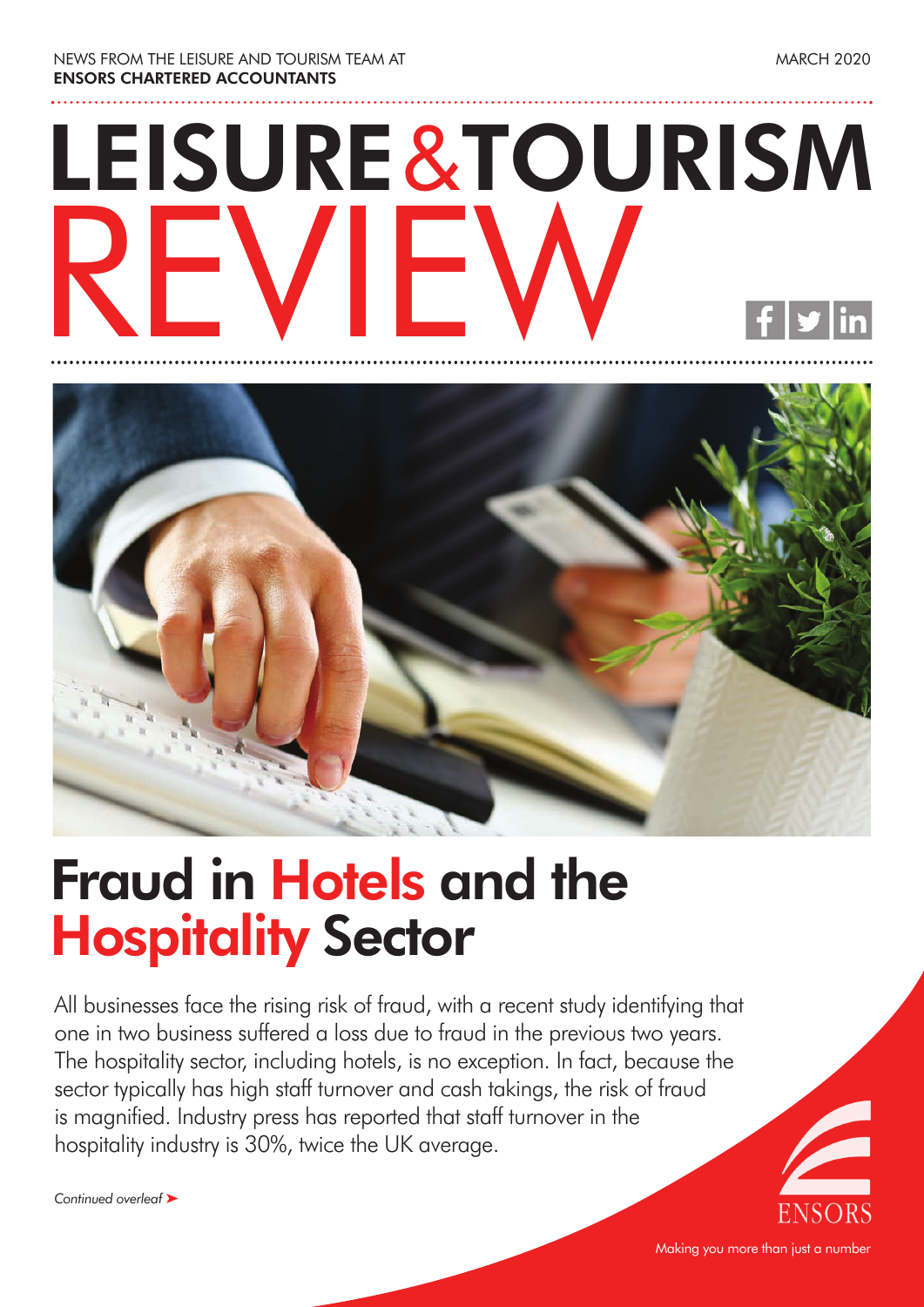NEWS FROM THE LEISURE AND TOURISM TEAM AT **ENSORS CHARTERED ACCOUNTANTS**

MARCH 2020

# LEISURE & TOURISM REVIEW

## Fraud in Hotels and the Hospitality Sector

All businesses face the rising risk of fraud, with a recent study identifying that one in two business suffered a loss due to fraud in the previous two years. The hospitality sector, including hotels, is no exception. In fact, because the sector typically has high staff turnover and cash takings, the risk of fraud is magnified. Industry press has reported that staff turnover in the hospitality industry is 30%, twice the UK average.

*Continued overleaf* ➤

ENSORS

Making you more than just a number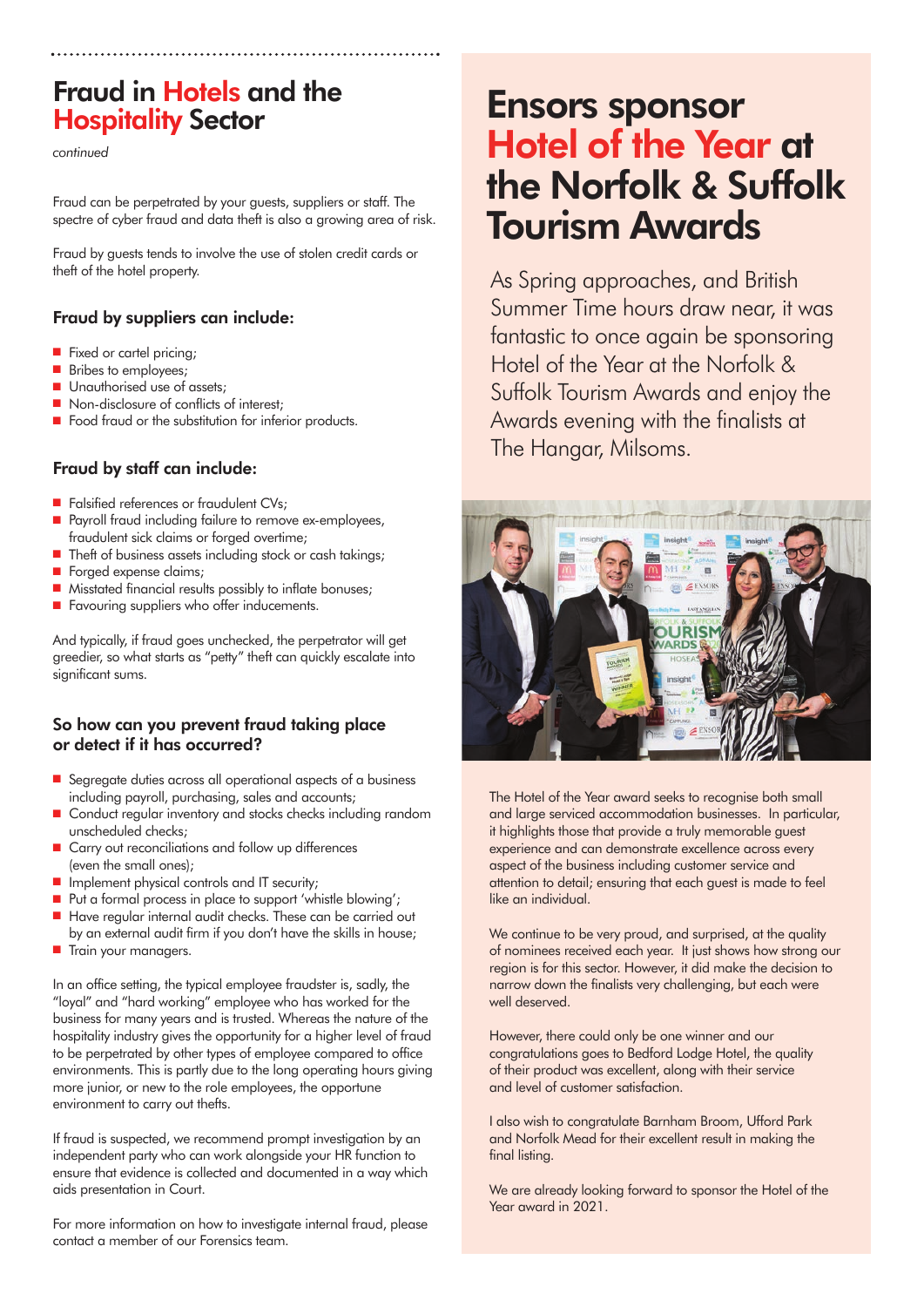## Fraud in Hotels and the Hospitality Sector

*continued*

Fraud can be perpetrated by your guests, suppliers or staff. The spectre of cyber fraud and data theft is also a growing area of risk.

Fraud by guests tends to involve the use of stolen credit cards or theft of the hotel property.

### Fraud by suppliers can include:

- Fixed or cartel pricing;
- Bribes to employees;
- Unauthorised use of assets;
- Non-disclosure of conflicts of interest;
- Food fraud or the substitution for inferior products.

### Fraud by staff can include:

- Falsified references or fraudulent CVs;
- Payroll fraud including failure to remove ex-employees, fraudulent sick claims or forged overtime;
- Theft of business assets including stock or cash takings;
- Forged expense claims;
- Misstated financial results possibly to inflate bonuses;
- Favouring suppliers who offer inducements.

And typically, if fraud goes unchecked, the perpetrator will get greedier, so what starts as "petty" theft can quickly escalate into significant sums.

### So how can you prevent fraud taking place or detect if it has occurred?

- Segregate duties across all operational aspects of a business including payroll, purchasing, sales and accounts;
- Conduct regular inventory and stocks checks including random unscheduled checks;
- Carry out reconciliations and follow up differences (even the small ones);
- Implement physical controls and IT security;
- Put a formal process in place to support 'whistle blowing';
- Have regular internal audit checks. These can be carried out by an external audit firm if you don't have the skills in house;
- Train your managers.

In an office setting, the typical employee fraudster is, sadly, the "loyal" and "hard working" employee who has worked for the business for many years and is trusted. Whereas the nature of the hospitality industry gives the opportunity for a higher level of fraud to be perpetrated by other types of employee compared to office environments. This is partly due to the long operating hours giving more junior, or new to the role employees, the opportune environment to carry out thefts.

If fraud is suspected, we recommend prompt investigation by an independent party who can work alongside your HR function to ensure that evidence is collected and documented in a way which aids presentation in Court.

For more information on how to investigate internal fraud, please contact a member of our Forensics team.

## Ensors sponsor Hotel of the Year at the Norfolk & Suffolk Tourism Awards

As Spring approaches, and British Summer Time hours draw near, it was fantastic to once again be sponsoring Hotel of the Year at the Norfolk & Suffolk Tourism Awards and enjoy the Awards evening with the finalists at The Hangar, Milsoms.

The Hotel of the Year award seeks to recognise both small and large serviced accommodation businesses. In particular, it highlights those that provide a truly memorable guest experience and can demonstrate excellence across every aspect of the business including customer service and attention to detail; ensuring that each guest is made to feel like an individual.

We continue to be very proud, and surprised, at the quality of nominees received each year. It just shows how strong our region is for this sector. However, it did make the decision to narrow down the finalists very challenging, but each were well deserved.

However, there could only be one winner and our congratulations goes to Bedford Lodge Hotel, the quality of their product was excellent, along with their service and level of customer satisfaction.

I also wish to congratulate Barnham Broom, Ufford Park and Norfolk Mead for their excellent result in making the final listing.

We are already looking forward to sponsor the Hotel of the Year award in 2021.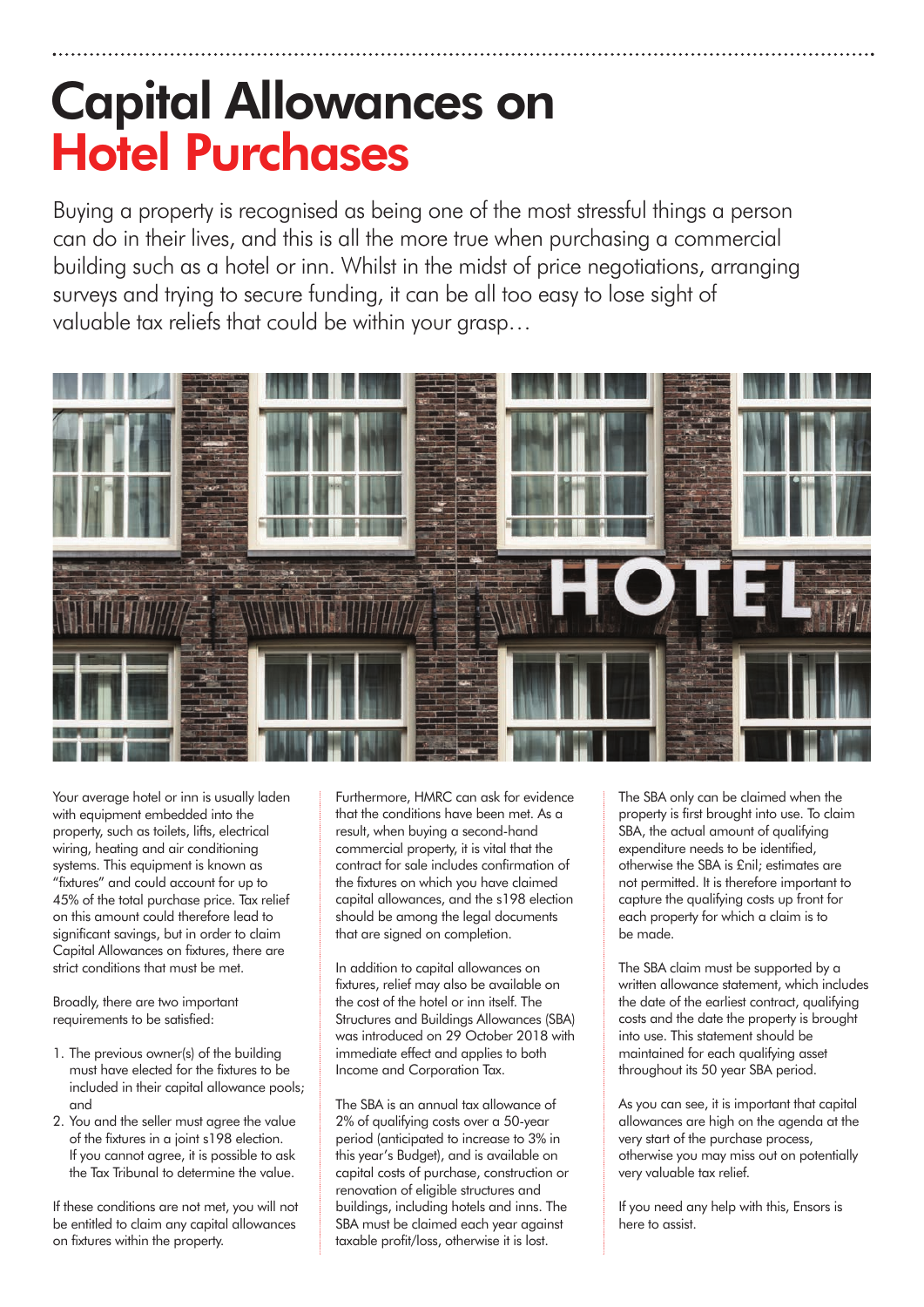# Capital Allowances on Hotel Purchases

Buying a property is recognised as being one of the most stressful things a person can do in their lives, and this is all the more true when purchasing a commercial building such as a hotel or inn. Whilst in the midst of price negotiations, arranging surveys and trying to secure funding, it can be all too easy to lose sight of valuable tax reliefs that could be within your grasp…

Your average hotel or inn is usually laden with equipment embedded into the property, such as toilets, lifts, electrical wiring, heating and air conditioning systems. This equipment is known as "fixtures" and could account for up to 45% of the total purchase price. Tax relief on this amount could therefore lead to significant savings, but in order to claim Capital Allowances on fixtures, there are strict conditions that must be met.

Broadly, there are two important requirements to be satisfied:

1. The previous owner(s) of the building must have elected for the fixtures to be included in their capital allowance pools; and
2. You and the seller must agree the value of the fixtures in a joint s198 election. If you cannot agree, it is possible to ask the Tax Tribunal to determine the value.

If these conditions are not met, you will not be entitled to claim any capital allowances on fixtures within the property.

Furthermore, HMRC can ask for evidence that the conditions have been met. As a result, when buying a second-hand commercial property, it is vital that the contract for sale includes confirmation of the fixtures on which you have claimed capital allowances, and the s198 election should be among the legal documents that are signed on completion.

In addition to capital allowances on fixtures, relief may also be available on the cost of the hotel or inn itself. The Structures and Buildings Allowances (SBA) was introduced on 29 October 2018 with immediate effect and applies to both Income and Corporation Tax.

The SBA is an annual tax allowance of 2% of qualifying costs over a 50-year period (anticipated to increase to 3% in this year's Budget), and is available on capital costs of purchase, construction or renovation of eligible structures and buildings, including hotels and inns. The SBA must be claimed each year against taxable profit/loss, otherwise it is lost.

The SBA only can be claimed when the property is first brought into use. To claim SBA, the actual amount of qualifying expenditure needs to be identified, otherwise the SBA is £nil; estimates are not permitted. It is therefore important to capture the qualifying costs up front for each property for which a claim is to be made.

The SBA claim must be supported by a written allowance statement, which includes the date of the earliest contract, qualifying costs and the date the property is brought into use. This statement should be maintained for each qualifying asset throughout its 50 year SBA period.

As you can see, it is important that capital allowances are high on the agenda at the very start of the purchase process, otherwise you may miss out on potentially very valuable tax relief.

If you need any help with this, Ensors is here to assist.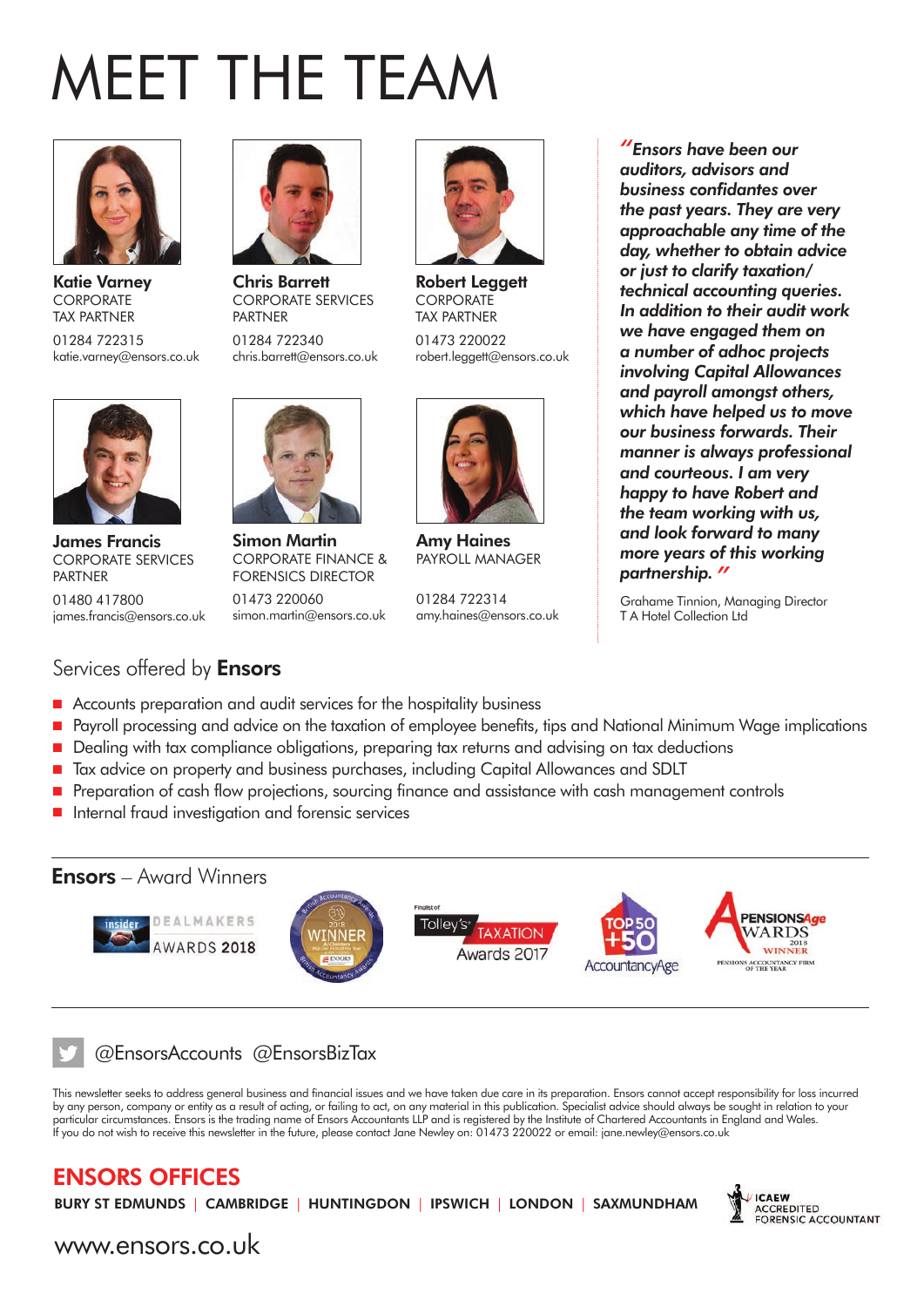# MEET THE TEAM

**Katie Varney**
CORPORATE
TAX PARTNER
01284 722315
katie.varney@ensors.co.uk

**Chris Barrett**
CORPORATE SERVICES
PARTNER
01284 722340
chris.barrett@ensors.co.uk

**Robert Leggett**
CORPORATE
TAX PARTNER
01473 220022
robert.leggett@ensors.co.uk

**James Francis**
CORPORATE SERVICES
PARTNER
01480 417800
james.francis@ensors.co.uk

**Simon Martin**
CORPORATE FINANCE &
FORENSICS DIRECTOR
01473 220060
simon.martin@ensors.co.uk

**Amy Haines**
PAYROLL MANAGER
01284 722314
amy.haines@ensors.co.uk

***"Ensors have been our auditors, advisors and business confidantes over the past years. They are very approachable any time of the day, whether to obtain advice or just to clarify taxation/ technical accounting queries. In addition to their audit work we have engaged them on a number of adhoc projects involving Capital Allowances and payroll amongst others, which have helped us to move our business forwards. Their manner is always professional and courteous. I am very happy to have Robert and the team working with us, and look forward to many more years of this working partnership."***

Grahame Tinnion, Managing Director
T A Hotel Collection Ltd

## Services offered by **Ensors**

- Accounts preparation and audit services for the hospitality business
- Payroll processing and advice on the taxation of employee benefits, tips and National Minimum Wage implications
- Dealing with tax compliance obligations, preparing tax returns and advising on tax deductions
- Tax advice on property and business purchases, including Capital Allowances and SDLT
- Preparation of cash flow projections, sourcing finance and assistance with cash management controls
- Internal fraud investigation and forensic services

## **Ensors** – Award Winners

insider DEALMAKERS AWARDS 2018

British Accountancy Awards 2018 WINNER

Finalist of Tolley's TAXATION Awards 2017

TOP 50 +50 AccountancyAge

PENSIONSAge AWARDS 2018 WINNER PENSIONS ACCOUNTANCY FIRM OF THE YEAR

@EnsorsAccounts @EnsorsBizTax

This newsletter seeks to address general business and financial issues and we have taken due care in its preparation. Ensors cannot accept responsibility for loss incurred by any person, company or entity as a result of acting, or failing to act, on any material in this publication. Specialist advice should always be sought in relation to your particular circumstances. Ensors is the trading name of Ensors Accountants LLP and is registered by the Institute of Chartered Accountants in England and Wales. If you do not wish to receive this newsletter in the future, please contact Jane Newley on: 01473 220022 or email: jane.newley@ensors.co.uk

## ENSORS OFFICES

**BURY ST EDMUNDS | CAMBRIDGE | HUNTINGDON | IPSWICH | LONDON | SAXMUNDHAM**

ICAEW ACCREDITED FORENSIC ACCOUNTANT

www.ensors.co.uk